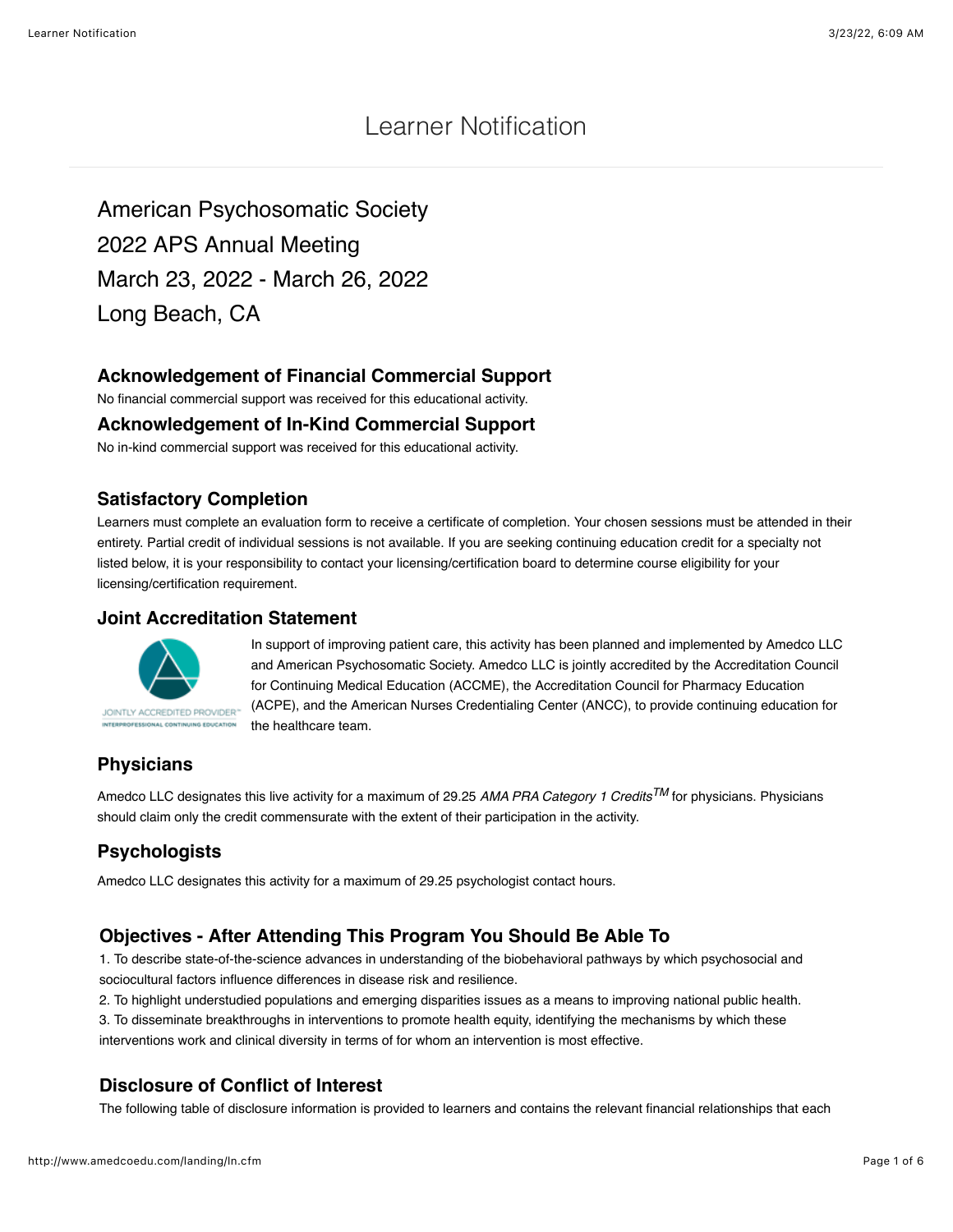# Learner Notification

## American Psychosomatic Society
## 2022 APS Annual Meeting
## March 23, 2022 - March 26, 2022
## Long Beach, CA

### Acknowledgement of Financial Commercial Support

No financial commercial support was received for this educational activity.

### Acknowledgement of In-Kind Commercial Support

No in-kind commercial support was received for this educational activity.

### Satisfactory Completion

Learners must complete an evaluation form to receive a certificate of completion. Your chosen sessions must be attended in their entirety. Partial credit of individual sessions is not available. If you are seeking continuing education credit for a specialty not listed below, it is your responsibility to contact your licensing/certification board to determine course eligibility for your licensing/certification requirement.

### Joint Accreditation Statement

JOINTLY ACCREDITED PROVIDER™
INTERPROFESSIONAL CONTINUING EDUCATION

In support of improving patient care, this activity has been planned and implemented by Amedco LLC and American Psychosomatic Society. Amedco LLC is jointly accredited by the Accreditation Council for Continuing Medical Education (ACCME), the Accreditation Council for Pharmacy Education (ACPE), and the American Nurses Credentialing Center (ANCC), to provide continuing education for the healthcare team.

### Physicians

Amedco LLC designates this live activity for a maximum of 29.25 *AMA PRA Category 1 Credits*™ for physicians. Physicians should claim only the credit commensurate with the extent of their participation in the activity.

### Psychologists

Amedco LLC designates this activity for a maximum of 29.25 psychologist contact hours.

### Objectives - After Attending This Program You Should Be Able To

1. To describe state-of-the-science advances in understanding of the biobehavioral pathways by which psychosocial and sociocultural factors influence differences in disease risk and resilience.
2. To highlight understudied populations and emerging disparities issues as a means to improving national public health.
3. To disseminate breakthroughs in interventions to promote health equity, identifying the mechanisms by which these interventions work and clinical diversity in terms of for whom an intervention is most effective.

### Disclosure of Conflict of Interest

The following table of disclosure information is provided to learners and contains the relevant financial relationships that each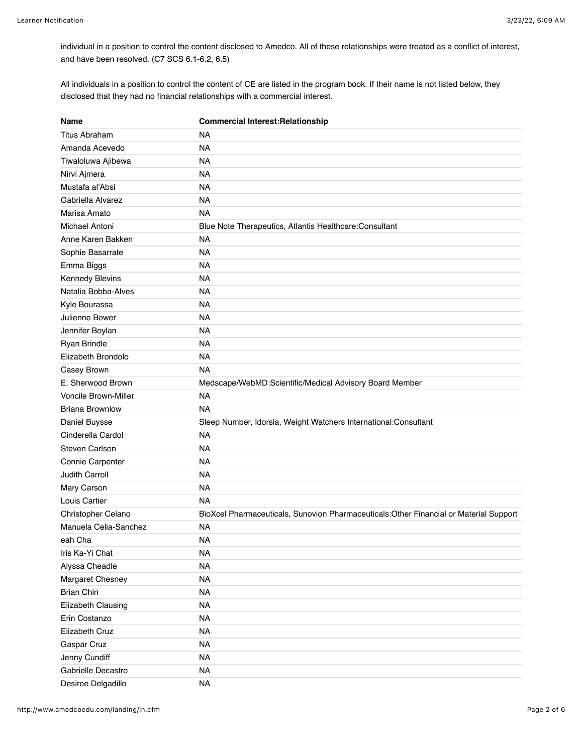individual in a position to control the content disclosed to Amedco. All of these relationships were treated as a conflict of interest, and have been resolved. (C7 SCS 6.1-6.2, 6.5)

All individuals in a position to control the content of CE are listed in the program book. If their name is not listed below, they disclosed that they had no financial relationships with a commercial interest.

| Name | Commercial Interest:Relationship |
|---|---|
| Titus Abraham | NA |
| Amanda Acevedo | NA |
| Tiwaloluwa Ajibewa | NA |
| Nirvi Ajmera | NA |
| Mustafa al'Absi | NA |
| Gabriella Alvarez | NA |
| Marisa Amato | NA |
| Michael Antoni | Blue Note Therapeutics, Atlantis Healthcare:Consultant |
| Anne Karen Bakken | NA |
| Sophie Basarrate | NA |
| Emma Biggs | NA |
| Kennedy Blevins | NA |
| Natalia Bobba-Alves | NA |
| Kyle Bourassa | NA |
| Julienne Bower | NA |
| Jennifer Boylan | NA |
| Ryan Brindle | NA |
| Elizabeth Brondolo | NA |
| Casey Brown | NA |
| E. Sherwood Brown | Medscape/WebMD:Scientific/Medical Advisory Board Member |
| Voncile Brown-Miller | NA |
| Briana Brownlow | NA |
| Daniel Buysse | Sleep Number, Idorsia, Weight Watchers International:Consultant |
| Cinderella Cardol | NA |
| Steven Carlson | NA |
| Connie Carpenter | NA |
| Judith Carroll | NA |
| Mary Carson | NA |
| Louis Cartier | NA |
| Christopher Celano | BioXcel Pharmaceuticals, Sunovion Pharmaceuticals:Other Financial or Material Support |
| Manuela Celia-Sanchez | NA |
| eah Cha | NA |
| Iris Ka-Yi Chat | NA |
| Alyssa Cheadle | NA |
| Margaret Chesney | NA |
| Brian Chin | NA |
| Elizabeth Clausing | NA |
| Erin Costanzo | NA |
| Elizabeth Cruz | NA |
| Gaspar Cruz | NA |
| Jenny Cundiff | NA |
| Gabrielle Decastro | NA |
| Desiree Delgadillo | NA |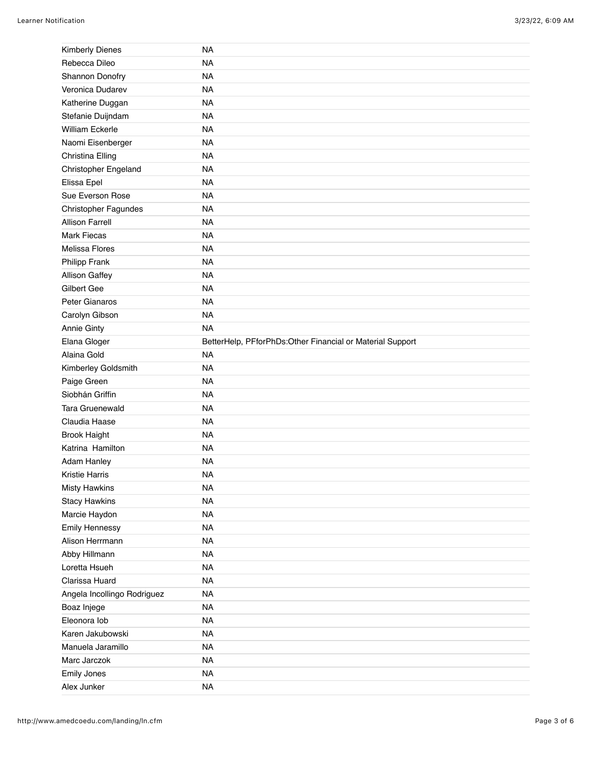| | |
|---|---|
| Kimberly Dienes | NA |
| Rebecca Dileo | NA |
| Shannon Donofry | NA |
| Veronica Dudarev | NA |
| Katherine Duggan | NA |
| Stefanie Duijndam | NA |
| William Eckerle | NA |
| Naomi Eisenberger | NA |
| Christina Elling | NA |
| Christopher Engeland | NA |
| Elissa Epel | NA |
| Sue Everson Rose | NA |
| Christopher Fagundes | NA |
| Allison Farrell | NA |
| Mark Fiecas | NA |
| Melissa Flores | NA |
| Philipp Frank | NA |
| Allison Gaffey | NA |
| Gilbert Gee | NA |
| Peter Gianaros | NA |
| Carolyn Gibson | NA |
| Annie Ginty | NA |
| Elana Gloger | BetterHelp, PFforPhDs:Other Financial or Material Support |
| Alaina Gold | NA |
| Kimberley Goldsmith | NA |
| Paige Green | NA |
| Siobhán Griffin | NA |
| Tara Gruenewald | NA |
| Claudia Haase | NA |
| Brook Haight | NA |
| Katrina Hamilton | NA |
| Adam Hanley | NA |
| Kristie Harris | NA |
| Misty Hawkins | NA |
| Stacy Hawkins | NA |
| Marcie Haydon | NA |
| Emily Hennessy | NA |
| Alison Herrmann | NA |
| Abby Hillmann | NA |
| Loretta Hsueh | NA |
| Clarissa Huard | NA |
| Angela Incollingo Rodriguez | NA |
| Boaz Injege | NA |
| Eleonora Iob | NA |
| Karen Jakubowski | NA |
| Manuela Jaramillo | NA |
| Marc Jarczok | NA |
| Emily Jones | NA |
| Alex Junker | NA |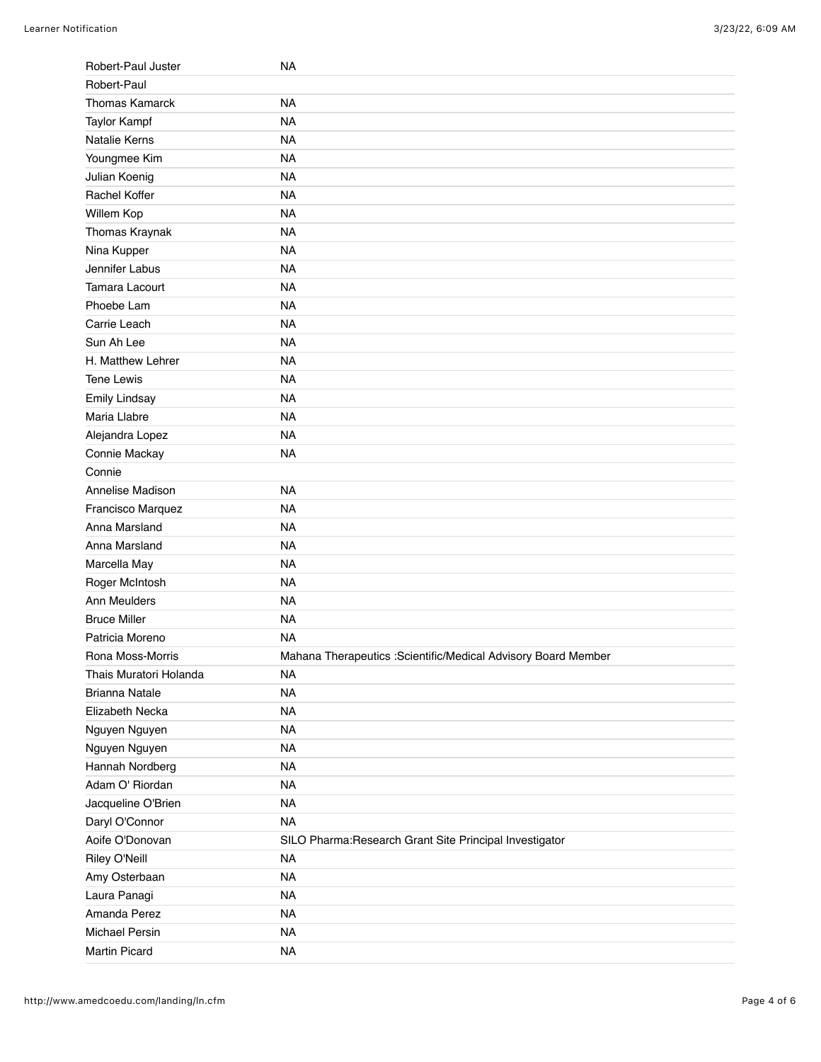| | |
|---|---|
| Robert-Paul Juster | NA |
| Robert-Paul | |
| Thomas Kamarck | NA |
| Taylor Kampf | NA |
| Natalie Kerns | NA |
| Youngmee Kim | NA |
| Julian Koenig | NA |
| Rachel Koffer | NA |
| Willem Kop | NA |
| Thomas Kraynak | NA |
| Nina Kupper | NA |
| Jennifer Labus | NA |
| Tamara Lacourt | NA |
| Phoebe Lam | NA |
| Carrie Leach | NA |
| Sun Ah Lee | NA |
| H. Matthew Lehrer | NA |
| Tene Lewis | NA |
| Emily Lindsay | NA |
| Maria Llabre | NA |
| Alejandra Lopez | NA |
| Connie Mackay | NA |
| Connie | |
| Annelise Madison | NA |
| Francisco Marquez | NA |
| Anna Marsland | NA |
| Anna Marsland | NA |
| Marcella May | NA |
| Roger McIntosh | NA |
| Ann Meulders | NA |
| Bruce Miller | NA |
| Patricia Moreno | NA |
| Rona Moss-Morris | Mahana Therapeutics :Scientific/Medical Advisory Board Member |
| Thais Muratori Holanda | NA |
| Brianna Natale | NA |
| Elizabeth Necka | NA |
| Nguyen Nguyen | NA |
| Nguyen Nguyen | NA |
| Hannah Nordberg | NA |
| Adam O' Riordan | NA |
| Jacqueline O'Brien | NA |
| Daryl O'Connor | NA |
| Aoife O'Donovan | SILO Pharma:Research Grant Site Principal Investigator |
| Riley O'Neill | NA |
| Amy Osterbaan | NA |
| Laura Panagi | NA |
| Amanda Perez | NA |
| Michael Persin | NA |
| Martin Picard | NA |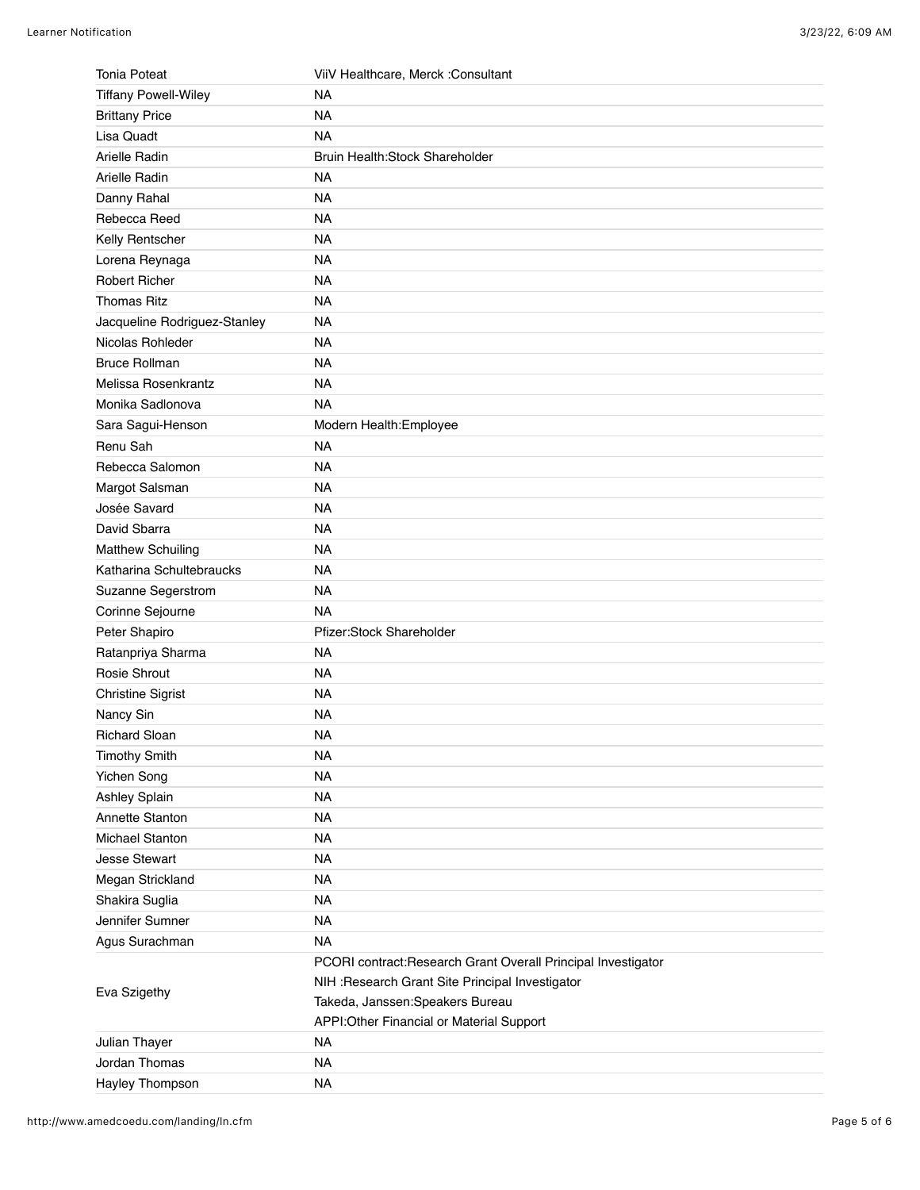| | |
|---|---|
| Tonia Poteat | ViiV Healthcare, Merck :Consultant |
| Tiffany Powell-Wiley | NA |
| Brittany Price | NA |
| Lisa Quadt | NA |
| Arielle Radin | Bruin Health:Stock Shareholder |
| Arielle Radin | NA |
| Danny Rahal | NA |
| Rebecca Reed | NA |
| Kelly Rentscher | NA |
| Lorena Reynaga | NA |
| Robert Richer | NA |
| Thomas Ritz | NA |
| Jacqueline Rodriguez-Stanley | NA |
| Nicolas Rohleder | NA |
| Bruce Rollman | NA |
| Melissa Rosenkrantz | NA |
| Monika Sadlonova | NA |
| Sara Sagui-Henson | Modern Health:Employee |
| Renu Sah | NA |
| Rebecca Salomon | NA |
| Margot Salsman | NA |
| Josée Savard | NA |
| David Sbarra | NA |
| Matthew Schuiling | NA |
| Katharina Schultebraucks | NA |
| Suzanne Segerstrom | NA |
| Corinne Sejourne | NA |
| Peter Shapiro | Pfizer:Stock Shareholder |
| Ratanpriya Sharma | NA |
| Rosie Shrout | NA |
| Christine Sigrist | NA |
| Nancy Sin | NA |
| Richard Sloan | NA |
| Timothy Smith | NA |
| Yichen Song | NA |
| Ashley Splain | NA |
| Annette Stanton | NA |
| Michael Stanton | NA |
| Jesse Stewart | NA |
| Megan Strickland | NA |
| Shakira Suglia | NA |
| Jennifer Sumner | NA |
| Agus Surachman | NA |
| Eva Szigethy | PCORI contract:Research Grant Overall Principal Investigator<br>NIH :Research Grant Site Principal Investigator<br>Takeda, Janssen:Speakers Bureau<br>APPI:Other Financial or Material Support |
| Julian Thayer | NA |
| Jordan Thomas | NA |
| Hayley Thompson | NA |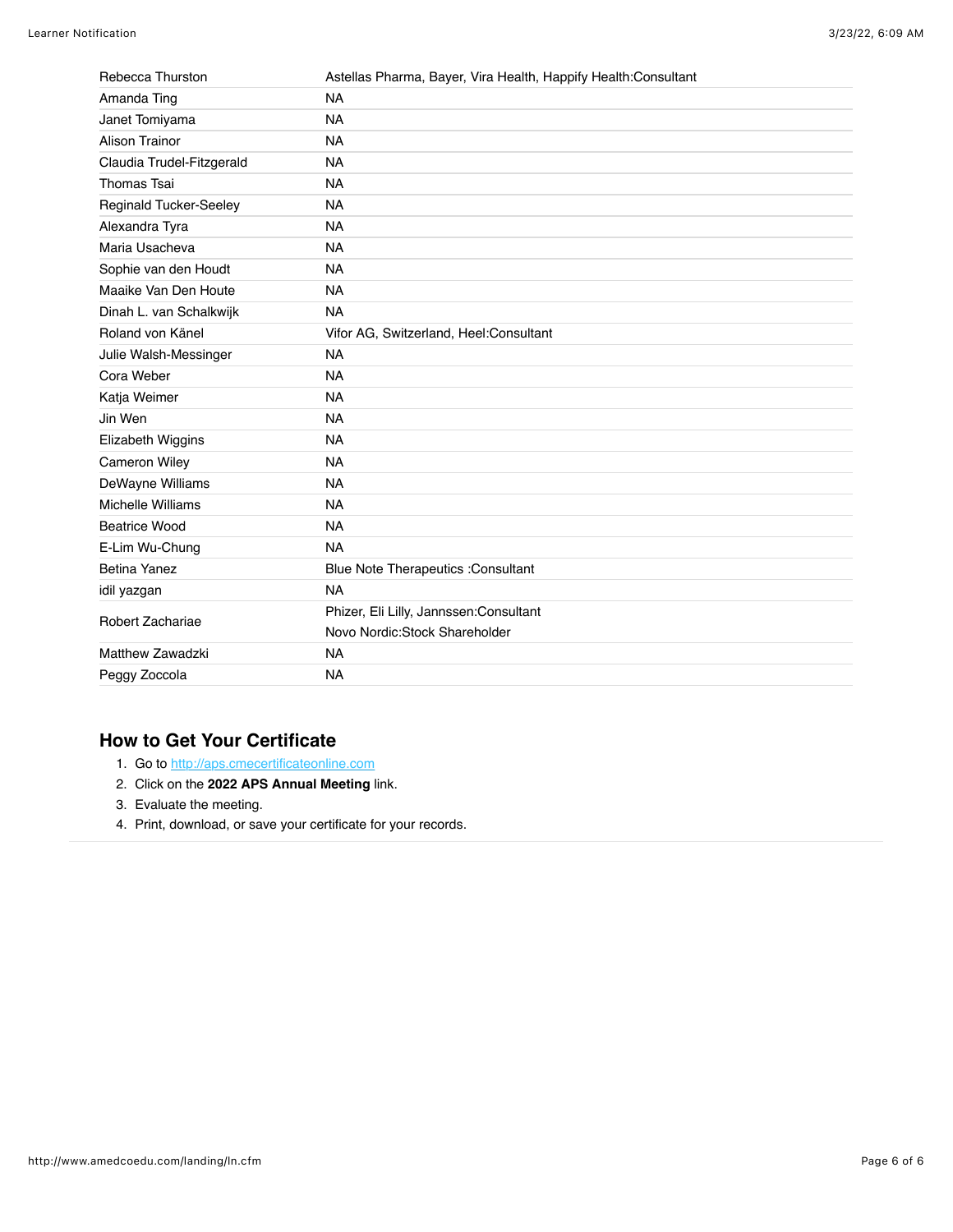| | |
|---|---|
| Rebecca Thurston | Astellas Pharma, Bayer, Vira Health, Happify Health:Consultant |
| Amanda Ting | NA |
| Janet Tomiyama | NA |
| Alison Trainor | NA |
| Claudia Trudel-Fitzgerald | NA |
| Thomas Tsai | NA |
| Reginald Tucker-Seeley | NA |
| Alexandra Tyra | NA |
| Maria Usacheva | NA |
| Sophie van den Houdt | NA |
| Maaike Van Den Houte | NA |
| Dinah L. van Schalkwijk | NA |
| Roland von Känel | Vifor AG, Switzerland, Heel:Consultant |
| Julie Walsh-Messinger | NA |
| Cora Weber | NA |
| Katja Weimer | NA |
| Jin Wen | NA |
| Elizabeth Wiggins | NA |
| Cameron Wiley | NA |
| DeWayne Williams | NA |
| Michelle Williams | NA |
| Beatrice Wood | NA |
| E-Lim Wu-Chung | NA |
| Betina Yanez | Blue Note Therapeutics :Consultant |
| idil yazgan | NA |
| Robert Zachariae | Phizer, Eli Lilly, Jannssen:Consultant<br>Novo Nordic:Stock Shareholder |
| Matthew Zawadzki | NA |
| Peggy Zoccola | NA |

## How to Get Your Certificate

1. Go to http://aps.cmecertificateonline.com
2. Click on the **2022 APS Annual Meeting** link.
3. Evaluate the meeting.
4. Print, download, or save your certificate for your records.